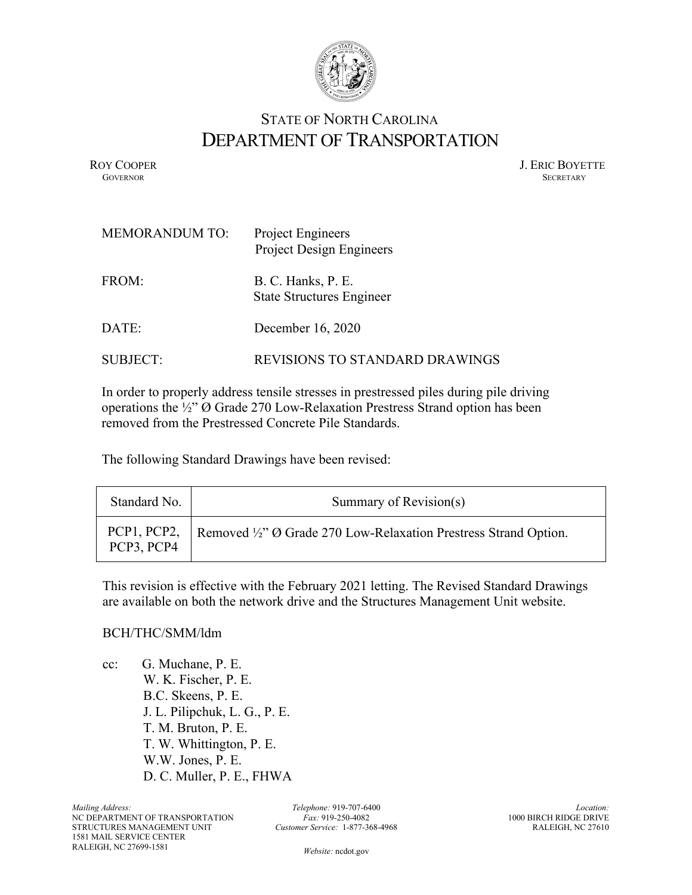# STATE OF NORTH CAROLINA
# DEPARTMENT OF TRANSPORTATION

ROY COOPER
GOVERNOR

J. ERIC BOYETTE
SECRETARY

MEMORANDUM TO: Project Engineers
Project Design Engineers

FROM: B. C. Hanks, P. E.
State Structures Engineer

DATE: December 16, 2020

SUBJECT: REVISIONS TO STANDARD DRAWINGS

In order to properly address tensile stresses in prestressed piles during pile driving operations the ½" Ø Grade 270 Low-Relaxation Prestress Strand option has been removed from the Prestressed Concrete Pile Standards.

The following Standard Drawings have been revised:

| Standard No. | Summary of Revision(s) |
| --- | --- |
| PCP1, PCP2, PCP3, PCP4 | Removed ½" Ø Grade 270 Low-Relaxation Prestress Strand Option. |

This revision is effective with the February 2021 letting. The Revised Standard Drawings are available on both the network drive and the Structures Management Unit website.

BCH/THC/SMM/ldm

cc: G. Muchane, P. E.
W. K. Fischer, P. E.
B.C. Skeens, P. E.
J. L. Pilipchuk, L. G., P. E.
T. M. Bruton, P. E.
T. W. Whittington, P. E.
W.W. Jones, P. E.
D. C. Muller, P. E., FHWA

*Mailing Address:*
NC DEPARTMENT OF TRANSPORTATION
STRUCTURES MANAGEMENT UNIT
1581 MAIL SERVICE CENTER
RALEIGH, NC 27699-1581

*Telephone:* 919-707-6400
*Fax:* 919-250-4082
*Customer Service:* 1-877-368-4968

*Website:* ncdot.gov

*Location:*
1000 BIRCH RIDGE DRIVE
RALEIGH, NC 27610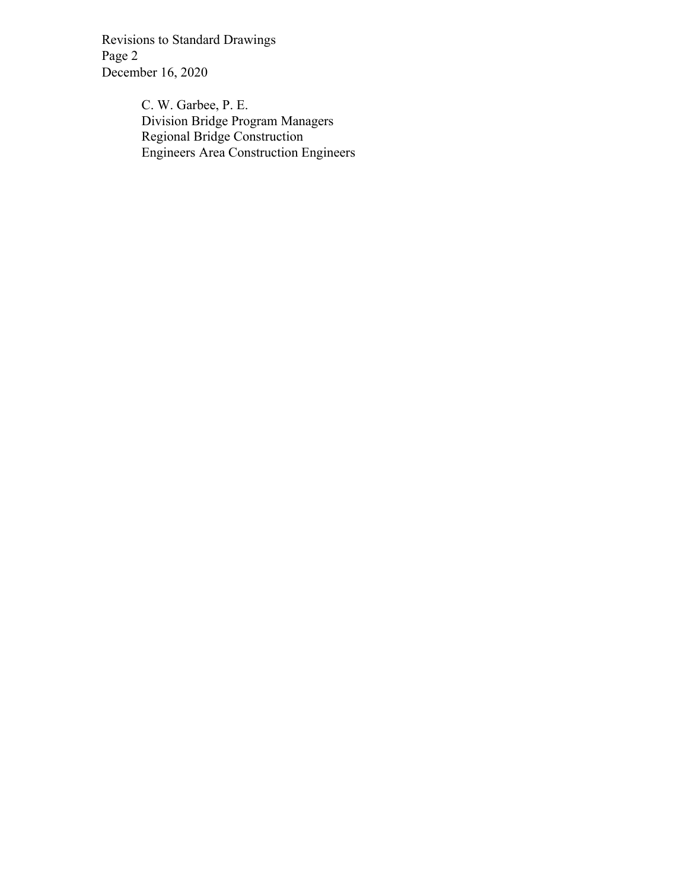C. W. Garbee, P. E.
Division Bridge Program Managers
Regional Bridge Construction
Engineers Area Construction Engineers